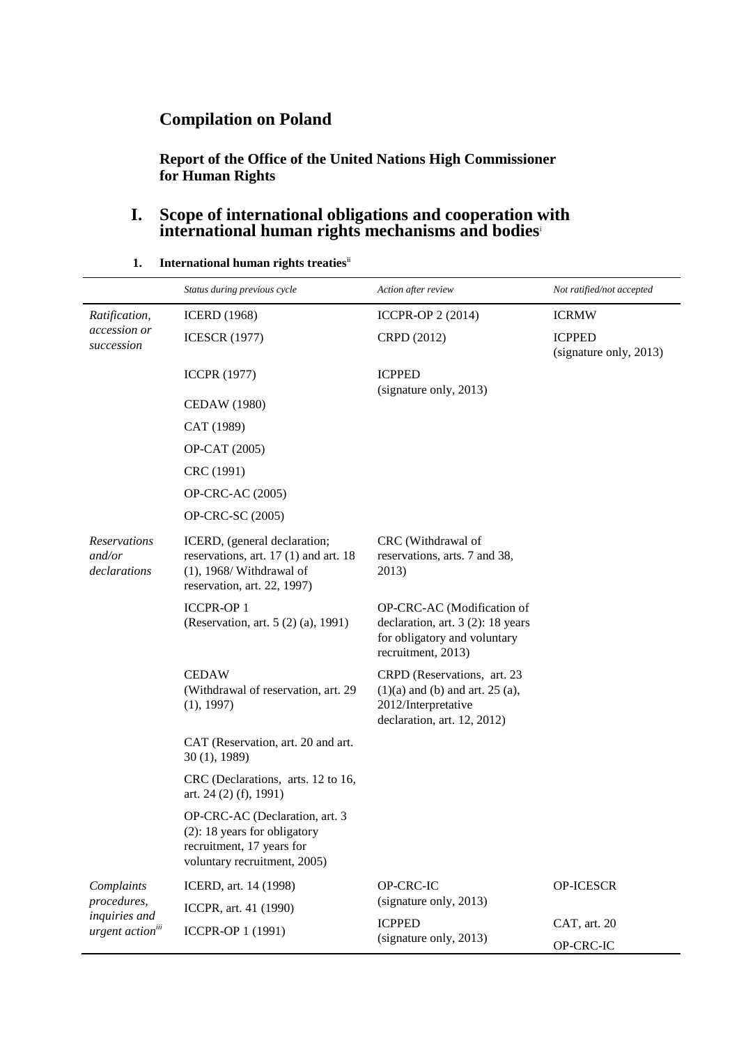# Compilation on Poland

## Report of the Office of the United Nations High Commissioner for Human Rights

# I. Scope of international obligations and cooperation with international human rights mechanisms and bodies[i]

### 1. International human rights treaties[ii]

| | *Status during previous cycle* | *Action after review* | *Not ratified/not accepted* |
|---|---|---|---|
| *Ratification, accession or succession* | ICERD (1968) | ICCPR-OP 2 (2014) | ICRMW |
| | ICESCR (1977) | CRPD (2012) | ICPPED (signature only, 2013) |
| | ICCPR (1977) | ICPPED (signature only, 2013) | |
| | CEDAW (1980) | | |
| | CAT (1989) | | |
| | OP-CAT (2005) | | |
| | CRC (1991) | | |
| | OP-CRC-AC (2005) | | |
| | OP-CRC-SC (2005) | | |
| *Reservations and/or declarations* | ICERD, (general declaration; reservations, art. 17 (1) and art. 18 (1), 1968/ Withdrawal of reservation, art. 22, 1997) | CRC (Withdrawal of reservations, arts. 7 and 38, 2013) | |
| | ICCPR-OP 1 (Reservation, art. 5 (2) (a), 1991) | OP-CRC-AC (Modification of declaration, art. 3 (2): 18 years for obligatory and voluntary recruitment, 2013) | |
| | CEDAW (Withdrawal of reservation, art. 29 (1), 1997) | CRPD (Reservations, art. 23 (1)(a) and (b) and art. 25 (a), 2012/Interpretative declaration, art. 12, 2012) | |
| | CAT (Reservation, art. 20 and art. 30 (1), 1989) | | |
| | CRC (Declarations, arts. 12 to 16, art. 24 (2) (f), 1991) | | |
| | OP-CRC-AC (Declaration, art. 3 (2): 18 years for obligatory recruitment, 17 years for voluntary recruitment, 2005) | | |
| *Complaints procedures, inquiries and urgent action*[iii] | ICERD, art. 14 (1998) | OP-CRC-IC (signature only, 2013) | OP-ICESCR |
| | ICCPR, art. 41 (1990) | ICPPED (signature only, 2013) | CAT, art. 20 |
| | ICCPR-OP 1 (1991) | | OP-CRC-IC |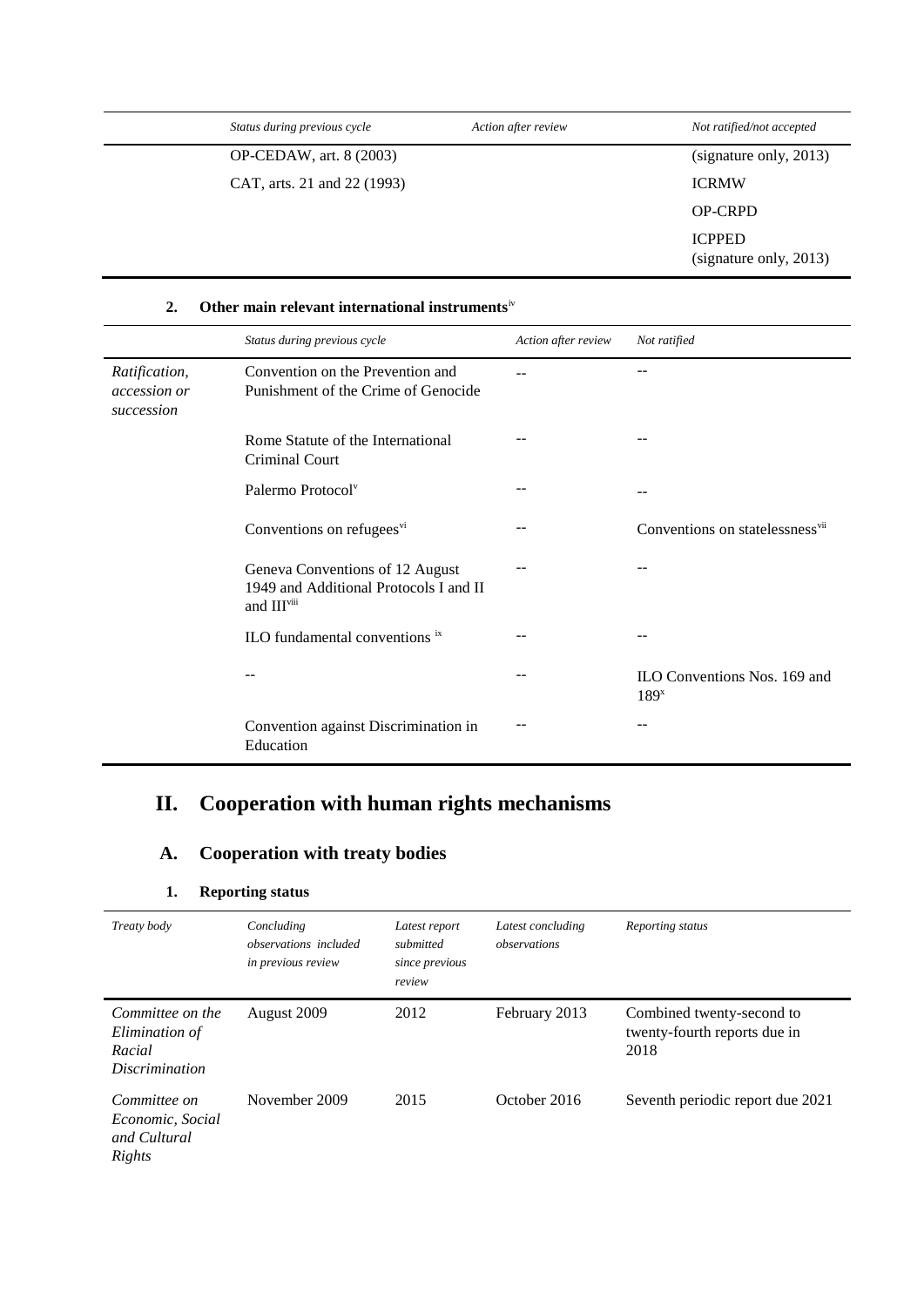| | Status during previous cycle | Action after review | Not ratified/not accepted |
|---|---|---|---|
| | OP-CEDAW, art. 8 (2003) | | (signature only, 2013) |
| | CAT, arts. 21 and 22 (1993) | | ICRMW |
| | | | OP-CRPD |
| | | | ICPPED (signature only, 2013) |

### 2. Other main relevant international instruments[iv]

| | Status during previous cycle | Action after review | Not ratified |
|---|---|---|---|
| *Ratification, accession or succession* | Convention on the Prevention and Punishment of the Crime of Genocide | -- | -- |
| | Rome Statute of the International Criminal Court | -- | -- |
| | Palermo Protocol[v] | -- | -- |
| | Conventions on refugees[vi] | -- | Conventions on statelessness[vii] |
| | Geneva Conventions of 12 August 1949 and Additional Protocols I and II and III[viii] | -- | -- |
| | ILO fundamental conventions [ix] | -- | -- |
| | -- | -- | ILO Conventions Nos. 169 and 189[x] |
| | Convention against Discrimination in Education | -- | -- |

# II. Cooperation with human rights mechanisms

## A. Cooperation with treaty bodies

### 1. Reporting status

| Treaty body | Concluding observations included in previous review | Latest report submitted since previous review | Latest concluding observations | Reporting status |
|---|---|---|---|---|
| *Committee on the Elimination of Racial Discrimination* | August 2009 | 2012 | February 2013 | Combined twenty-second to twenty-fourth reports due in 2018 |
| *Committee on Economic, Social and Cultural Rights* | November 2009 | 2015 | October 2016 | Seventh periodic report due 2021 |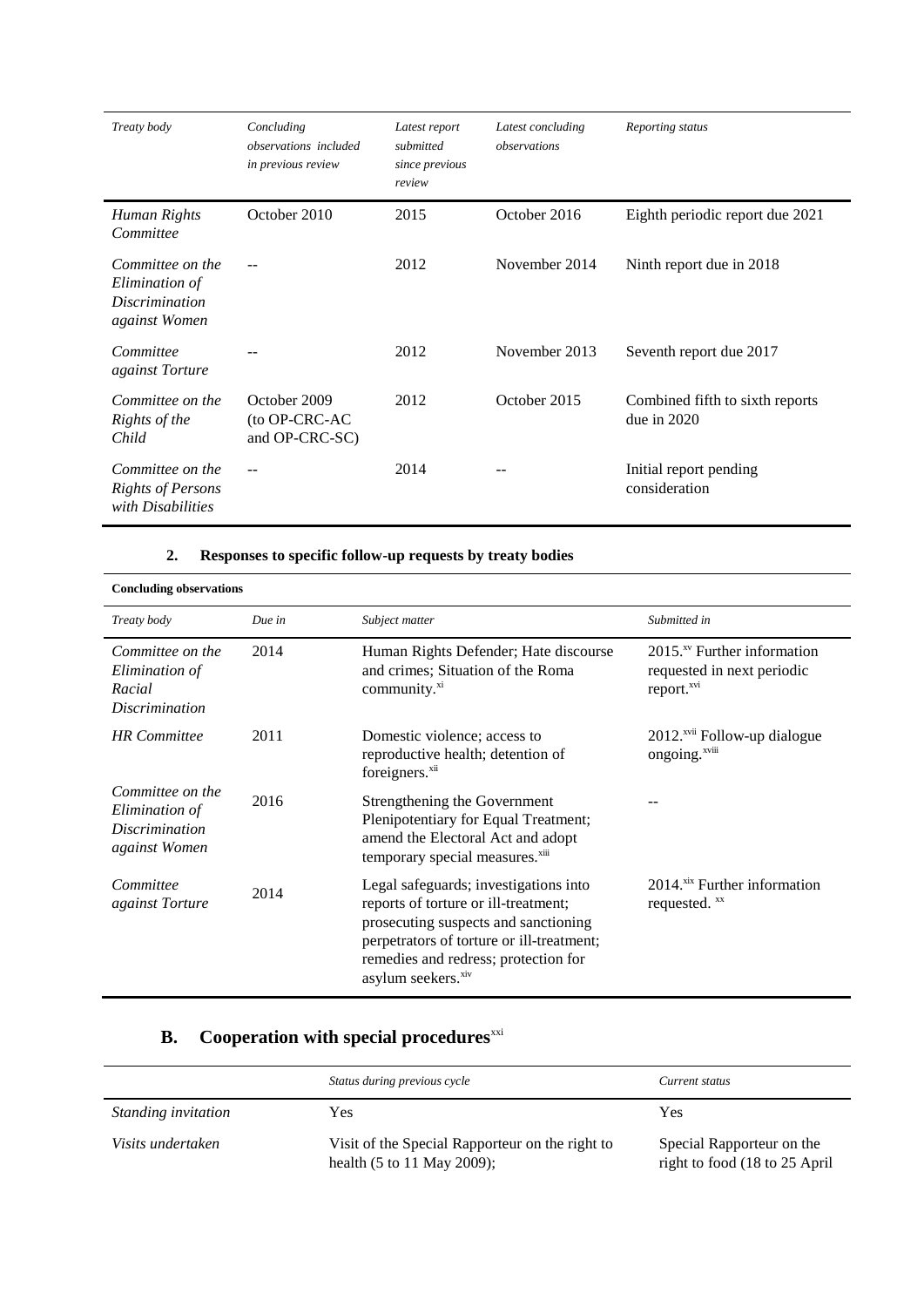| Treaty body | Concluding observations included in previous review | Latest report submitted since previous review | Latest concluding observations | Reporting status |
|---|---|---|---|---|
| *Human Rights Committee* | October 2010 | 2015 | October 2016 | Eighth periodic report due 2021 |
| *Committee on the Elimination of Discrimination against Women* | -- | 2012 | November 2014 | Ninth report due in 2018 |
| *Committee against Torture* | -- | 2012 | November 2013 | Seventh report due 2017 |
| *Committee on the Rights of the Child* | October 2009 (to OP-CRC-AC and OP-CRC-SC) | 2012 | October 2015 | Combined fifth to sixth reports due in 2020 |
| *Committee on the Rights of Persons with Disabilities* | -- | 2014 | -- | Initial report pending consideration |

### 2. Responses to specific follow-up requests by treaty bodies

| **Concluding observations** | | | |
|---|---|---|---|
| *Treaty body* | *Due in* | *Subject matter* | *Submitted in* |
| *Committee on the Elimination of Racial Discrimination* | 2014 | Human Rights Defender; Hate discourse and crimes; Situation of the Roma community.[xi] | 2015.[xv] Further information requested in next periodic report.[xvi] |
| *HR Committee* | 2011 | Domestic violence; access to reproductive health; detention of foreigners.[xii] | 2012.[xvii] Follow-up dialogue ongoing.[xviii] |
| *Committee on the Elimination of Discrimination against Women* | 2016 | Strengthening the Government Plenipotentiary for Equal Treatment; amend the Electoral Act and adopt temporary special measures.[xiii] | -- |
| *Committee against Torture* | 2014 | Legal safeguards; investigations into reports of torture or ill-treatment; prosecuting suspects and sanctioning perpetrators of torture or ill-treatment; remedies and redress; protection for asylum seekers.[xiv] | 2014.[xix] Further information requested. [xx] |

## B. Cooperation with special procedures[xxi]

| | *Status during previous cycle* | *Current status* |
|---|---|---|
| *Standing invitation* | Yes | Yes |
| *Visits undertaken* | Visit of the Special Rapporteur on the right to health (5 to 11 May 2009); | Special Rapporteur on the right to food (18 to 25 April |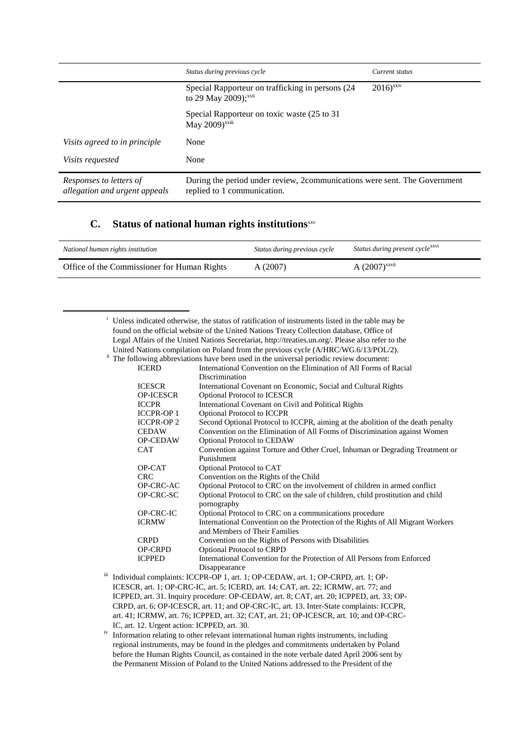| | *Status during previous cycle* | *Current status* |
|---|---|---|
| | Special Rapporteur on trafficking in persons (24 to 29 May 2009);[xxii] | 2016)[xxiv] |
| | Special Rapporteur on toxic waste (25 to 31 May 2009)[xxiii] | |
| *Visits agreed to in principle* | None | |
| *Visits requested* | None | |
| *Responses to letters of allegation and urgent appeals* | During the period under review, 2communications were sent. The Government replied to 1 communication. | |

## C. Status of national human rights institutions[xxv]

| *National human rights institution* | *Status during previous cycle* | *Status during present cycle*[xxvi] |
|---|---|---|
| Office of the Commissioner for Human Rights | A (2007) | A (2007)[xxvii] |

---

[i] Unless indicated otherwise, the status of ratification of instruments listed in the table may be found on the official website of the United Nations Treaty Collection database, Office of Legal Affairs of the United Nations Secretariat, http://treaties.un.org/. Please also refer to the United Nations compilation on Poland from the previous cycle (A/HRC/WG.6/13/POL/2).

[ii] The following abbreviations have been used in the universal periodic review document:

| | |
|---|---|
| ICERD | International Convention on the Elimination of All Forms of Racial Discrimination |
| ICESCR | International Covenant on Economic, Social and Cultural Rights |
| OP-ICESCR | Optional Protocol to ICESCR |
| ICCPR | International Covenant on Civil and Political Rights |
| ICCPR-OP 1 | Optional Protocol to ICCPR |
| ICCPR-OP 2 | Second Optional Protocol to ICCPR, aiming at the abolition of the death penalty |
| CEDAW | Convention on the Elimination of All Forms of Discrimination against Women |
| OP-CEDAW | Optional Protocol to CEDAW |
| CAT | Convention against Torture and Other Cruel, Inhuman or Degrading Treatment or Punishment |
| OP-CAT | Optional Protocol to CAT |
| CRC | Convention on the Rights of the Child |
| OP-CRC-AC | Optional Protocol to CRC on the involvement of children in armed conflict |
| OP-CRC-SC | Optional Protocol to CRC on the sale of children, child prostitution and child pornography |
| OP-CRC-IC | Optional Protocol to CRC on a communications procedure |
| ICRMW | International Convention on the Protection of the Rights of All Migrant Workers and Members of Their Families |
| CRPD | Convention on the Rights of Persons with Disabilities |
| OP-CRPD | Optional Protocol to CRPD |
| ICPPED | International Convention for the Protection of All Persons from Enforced Disappearance |

[iii] Individual complaints: ICCPR-OP 1, art. 1; OP-CEDAW, art. 1; OP-CRPD, art. 1; OP-ICESCR, art. 1; OP-CRC-IC, art. 5; ICERD, art. 14; CAT, art. 22; ICRMW, art. 77; and ICPPED, art. 31. Inquiry procedure: OP-CEDAW, art. 8; CAT, art. 20; ICPPED, art. 33; OP-CRPD, art. 6; OP-ICESCR, art. 11; and OP-CRC-IC, art. 13. Inter-State complaints: ICCPR, art. 41; ICRMW, art. 76; ICPPED, art. 32; CAT, art. 21; OP-ICESCR, art. 10; and OP-CRC-IC, art. 12. Urgent action: ICPPED, art. 30.

[iv] Information relating to other relevant international human rights instruments, including regional instruments, may be found in the pledges and commitments undertaken by Poland before the Human Rights Council, as contained in the note verbale dated April 2006 sent by the Permanent Mission of Poland to the United Nations addressed to the President of the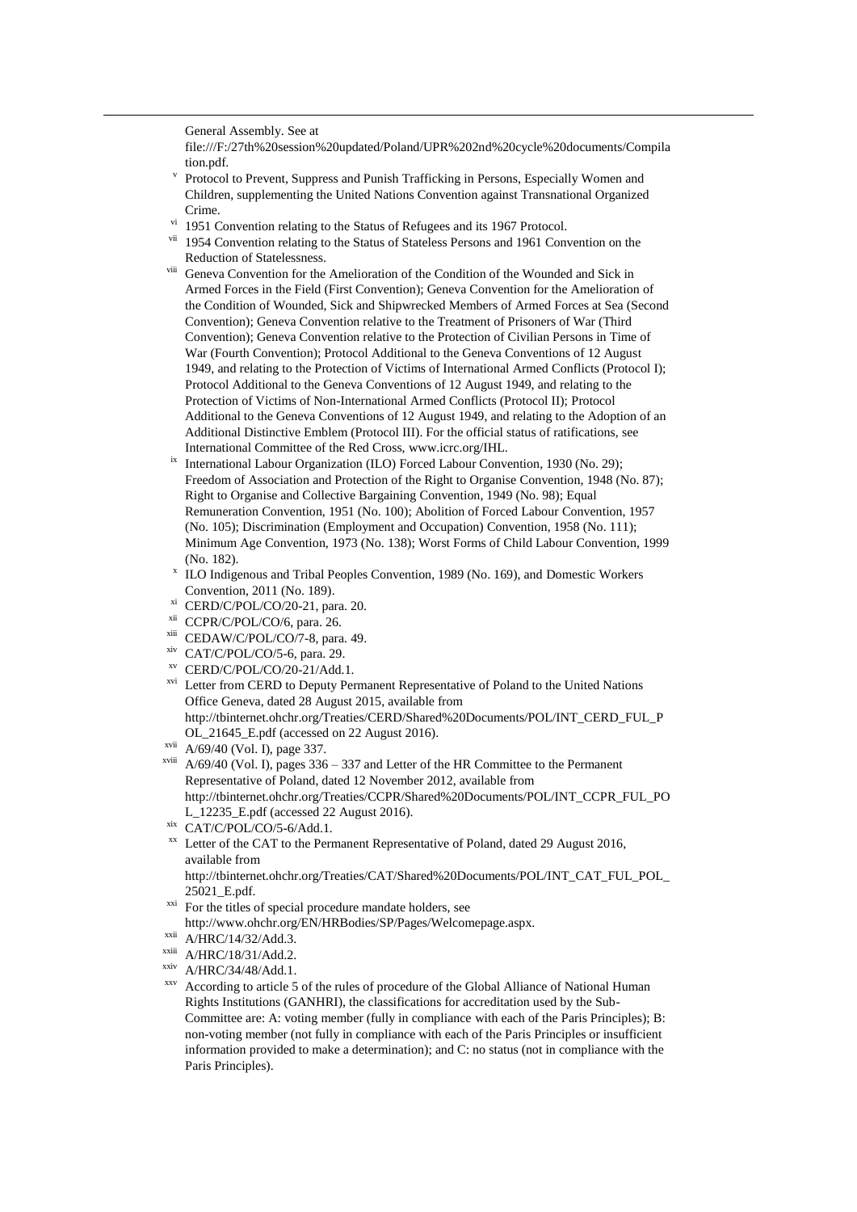General Assembly. See at file:///F:/27th%20session%20updated/Poland/UPR%202nd%20cycle%20documents/Compilation.pdf.

[v] Protocol to Prevent, Suppress and Punish Trafficking in Persons, Especially Women and Children, supplementing the United Nations Convention against Transnational Organized Crime.

[vi] 1951 Convention relating to the Status of Refugees and its 1967 Protocol.

[vii] 1954 Convention relating to the Status of Stateless Persons and 1961 Convention on the Reduction of Statelessness.

[viii] Geneva Convention for the Amelioration of the Condition of the Wounded and Sick in Armed Forces in the Field (First Convention); Geneva Convention for the Amelioration of the Condition of Wounded, Sick and Shipwrecked Members of Armed Forces at Sea (Second Convention); Geneva Convention relative to the Treatment of Prisoners of War (Third Convention); Geneva Convention relative to the Protection of Civilian Persons in Time of War (Fourth Convention); Protocol Additional to the Geneva Conventions of 12 August 1949, and relating to the Protection of Victims of International Armed Conflicts (Protocol I); Protocol Additional to the Geneva Conventions of 12 August 1949, and relating to the Protection of Victims of Non-International Armed Conflicts (Protocol II); Protocol Additional to the Geneva Conventions of 12 August 1949, and relating to the Adoption of an Additional Distinctive Emblem (Protocol III). For the official status of ratifications, see International Committee of the Red Cross, www.icrc.org/IHL.

[ix] International Labour Organization (ILO) Forced Labour Convention, 1930 (No. 29); Freedom of Association and Protection of the Right to Organise Convention, 1948 (No. 87); Right to Organise and Collective Bargaining Convention, 1949 (No. 98); Equal Remuneration Convention, 1951 (No. 100); Abolition of Forced Labour Convention, 1957 (No. 105); Discrimination (Employment and Occupation) Convention, 1958 (No. 111); Minimum Age Convention, 1973 (No. 138); Worst Forms of Child Labour Convention, 1999 (No. 182).

[x] ILO Indigenous and Tribal Peoples Convention, 1989 (No. 169), and Domestic Workers Convention, 2011 (No. 189).

[xi] CERD/C/POL/CO/20-21, para. 20.

[xii] CCPR/C/POL/CO/6, para. 26.

[xiii] CEDAW/C/POL/CO/7-8, para. 49.

[xiv] CAT/C/POL/CO/5-6, para. 29.

[xv] CERD/C/POL/CO/20-21/Add.1.

[xvi] Letter from CERD to Deputy Permanent Representative of Poland to the United Nations Office Geneva, dated 28 August 2015, available from http://tbinternet.ohchr.org/Treaties/CERD/Shared%20Documents/POL/INT_CERD_FUL_POL_21645_E.pdf (accessed on 22 August 2016).

[xvii] A/69/40 (Vol. I), page 337.

[xviii] A/69/40 (Vol. I), pages 336 – 337 and Letter of the HR Committee to the Permanent Representative of Poland, dated 12 November 2012, available from http://tbinternet.ohchr.org/Treaties/CCPR/Shared%20Documents/POL/INT_CCPR_FUL_POL_12235_E.pdf (accessed 22 August 2016).

[xix] CAT/C/POL/CO/5-6/Add.1.

[xx] Letter of the CAT to the Permanent Representative of Poland, dated 29 August 2016, available from http://tbinternet.ohchr.org/Treaties/CAT/Shared%20Documents/POL/INT_CAT_FUL_POL_25021_E.pdf.

[xxi] For the titles of special procedure mandate holders, see http://www.ohchr.org/EN/HRBodies/SP/Pages/Welcomepage.aspx.

[xxii] A/HRC/14/32/Add.3.

[xxiii] A/HRC/18/31/Add.2.

[xxiv] A/HRC/34/48/Add.1.

[xxv] According to article 5 of the rules of procedure of the Global Alliance of National Human Rights Institutions (GANHRI), the classifications for accreditation used by the Sub-Committee are: A: voting member (fully in compliance with each of the Paris Principles); B: non-voting member (not fully in compliance with each of the Paris Principles or insufficient information provided to make a determination); and C: no status (not in compliance with the Paris Principles).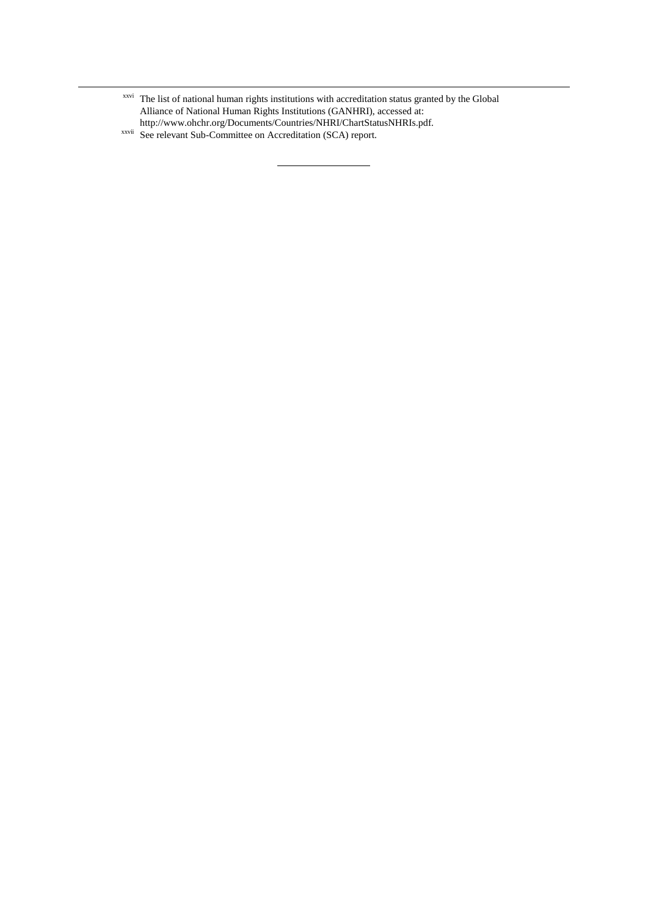[xxvi] The list of national human rights institutions with accreditation status granted by the Global Alliance of National Human Rights Institutions (GANHRI), accessed at: http://www.ohchr.org/Documents/Countries/NHRI/ChartStatusNHRIs.pdf.

[xxvii] See relevant Sub-Committee on Accreditation (SCA) report.